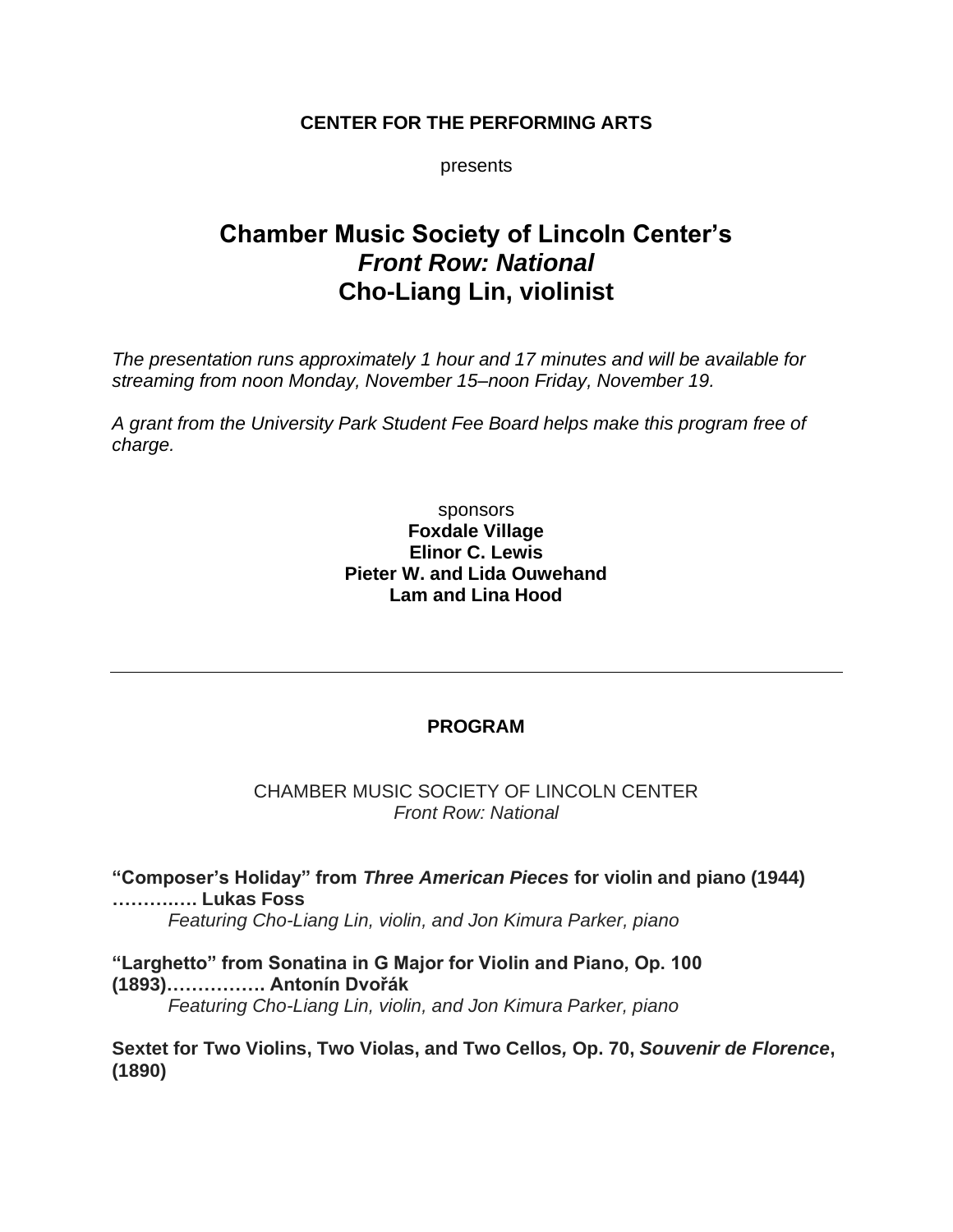**CENTER FOR THE PERFORMING ARTS**

presents

# Chamber Music Society of Lincoln Center's *Front Row: National* Cho-Liang Lin, violinist

*The presentation runs approximately 1 hour and 17 minutes and will be available for streaming from noon Monday, November 15–noon Friday, November 19.*

*A grant from the University Park Student Fee Board helps make this program free of charge.*

sponsors
**Foxdale Village**
**Elinor C. Lewis**
**Pieter W. and Lida Ouwehand**
**Lam and Lina Hood**

---

## PROGRAM

CHAMBER MUSIC SOCIETY OF LINCOLN CENTER
*Front Row: National*

**"Composer's Holiday" from *Three American Pieces* for violin and piano (1944) …….….. Lukas Foss**
*Featuring Cho-Liang Lin, violin, and Jon Kimura Parker, piano*

**"Larghetto" from Sonatina in G Major for Violin and Piano, Op. 100 (1893)……………. Antonín Dvořák**
*Featuring Cho-Liang Lin, violin, and Jon Kimura Parker, piano*

**Sextet for Two Violins, Two Violas, and Two Cellos, Op. 70, *Souvenir de Florence*, (1890)**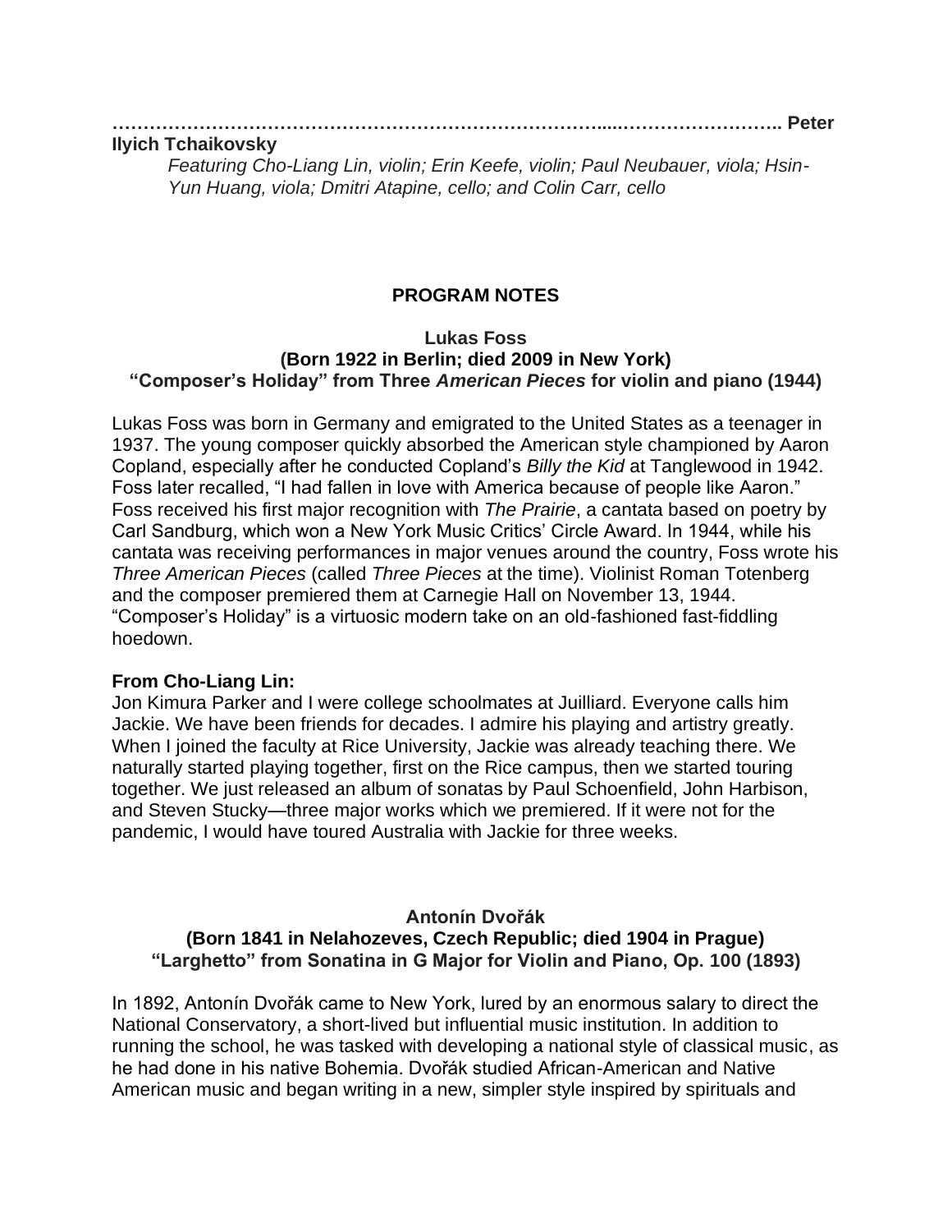…………………………………………………………………………....…………………….. Peter Ilyich Tchaikovsky

*Featuring Cho-Liang Lin, violin; Erin Keefe, violin; Paul Neubauer, viola; Hsin-Yun Huang, viola; Dmitri Atapine, cello; and Colin Carr, cello*

## PROGRAM NOTES

### Lukas Foss
### (Born 1922 in Berlin; died 2009 in New York)
### "Composer's Holiday" from Three *American Pieces* for violin and piano (1944)

Lukas Foss was born in Germany and emigrated to the United States as a teenager in 1937. The young composer quickly absorbed the American style championed by Aaron Copland, especially after he conducted Copland's *Billy the Kid* at Tanglewood in 1942. Foss later recalled, "I had fallen in love with America because of people like Aaron." Foss received his first major recognition with *The Prairie*, a cantata based on poetry by Carl Sandburg, which won a New York Music Critics' Circle Award. In 1944, while his cantata was receiving performances in major venues around the country, Foss wrote his *Three American Pieces* (called *Three Pieces* at the time). Violinist Roman Totenberg and the composer premiered them at Carnegie Hall on November 13, 1944. "Composer's Holiday" is a virtuosic modern take on an old-fashioned fast-fiddling hoedown.

**From Cho-Liang Lin:**
Jon Kimura Parker and I were college schoolmates at Juilliard. Everyone calls him Jackie. We have been friends for decades. I admire his playing and artistry greatly. When I joined the faculty at Rice University, Jackie was already teaching there. We naturally started playing together, first on the Rice campus, then we started touring together. We just released an album of sonatas by Paul Schoenfield, John Harbison, and Steven Stucky—three major works which we premiered. If it were not for the pandemic, I would have toured Australia with Jackie for three weeks.

### Antonín Dvořák
### (Born 1841 in Nelahozeves, Czech Republic; died 1904 in Prague)
### "Larghetto" from Sonatina in G Major for Violin and Piano, Op. 100 (1893)

In 1892, Antonín Dvořák came to New York, lured by an enormous salary to direct the National Conservatory, a short-lived but influential music institution. In addition to running the school, he was tasked with developing a national style of classical music, as he had done in his native Bohemia. Dvořák studied African-American and Native American music and began writing in a new, simpler style inspired by spirituals and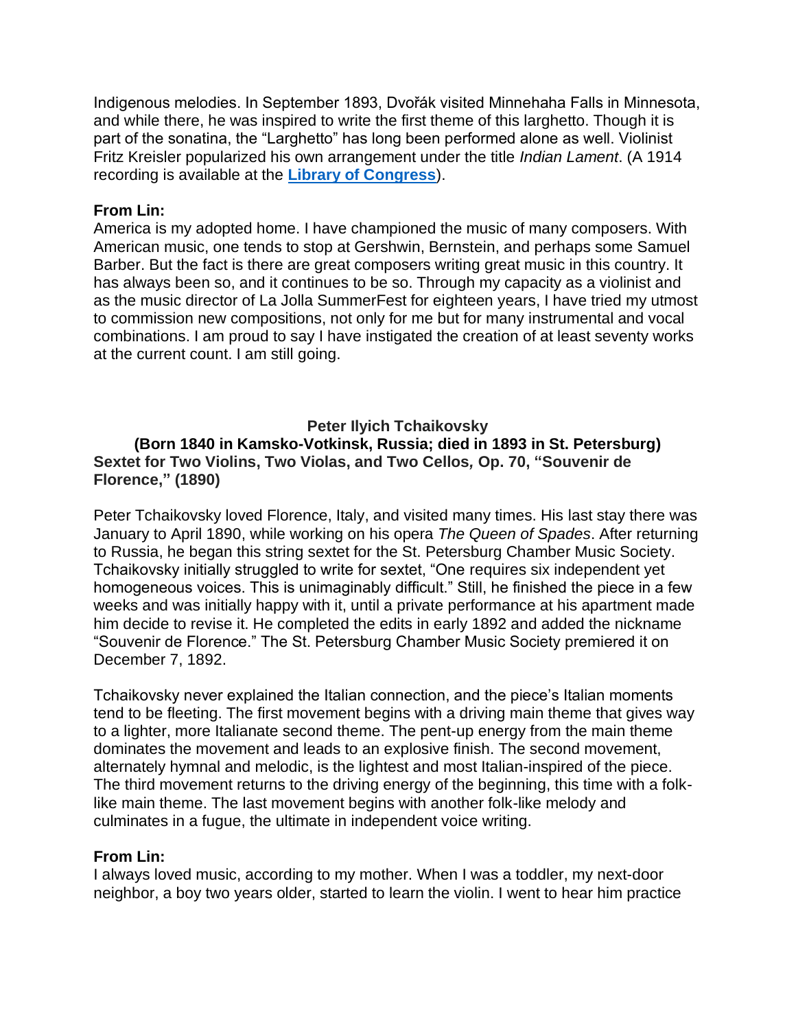Indigenous melodies. In September 1893, Dvořák visited Minnehaha Falls in Minnesota, and while there, he was inspired to write the first theme of this larghetto. Though it is part of the sonatina, the "Larghetto" has long been performed alone as well. Violinist Fritz Kreisler popularized his own arrangement under the title *Indian Lament*. (A 1914 recording is available at the **[Library of Congress](#)**).

**From Lin:**
America is my adopted home. I have championed the music of many composers. With American music, one tends to stop at Gershwin, Bernstein, and perhaps some Samuel Barber. But the fact is there are great composers writing great music in this country. It has always been so, and it continues to be so. Through my capacity as a violinist and as the music director of La Jolla SummerFest for eighteen years, I have tried my utmost to commission new compositions, not only for me but for many instrumental and vocal combinations. I am proud to say I have instigated the creation of at least seventy works at the current count. I am still going.

**Peter Ilyich Tchaikovsky**
**(Born 1840 in Kamsko-Votkinsk, Russia; died in 1893 in St. Petersburg)**
**Sextet for Two Violins, Two Violas, and Two Cellos, Op. 70, "Souvenir de Florence," (1890)**

Peter Tchaikovsky loved Florence, Italy, and visited many times. His last stay there was January to April 1890, while working on his opera *The Queen of Spades*. After returning to Russia, he began this string sextet for the St. Petersburg Chamber Music Society. Tchaikovsky initially struggled to write for sextet, "One requires six independent yet homogeneous voices. This is unimaginably difficult." Still, he finished the piece in a few weeks and was initially happy with it, until a private performance at his apartment made him decide to revise it. He completed the edits in early 1892 and added the nickname "Souvenir de Florence." The St. Petersburg Chamber Music Society premiered it on December 7, 1892.

Tchaikovsky never explained the Italian connection, and the piece's Italian moments tend to be fleeting. The first movement begins with a driving main theme that gives way to a lighter, more Italianate second theme. The pent-up energy from the main theme dominates the movement and leads to an explosive finish. The second movement, alternately hymnal and melodic, is the lightest and most Italian-inspired of the piece. The third movement returns to the driving energy of the beginning, this time with a folk-like main theme. The last movement begins with another folk-like melody and culminates in a fugue, the ultimate in independent voice writing.

**From Lin:**
I always loved music, according to my mother. When I was a toddler, my next-door neighbor, a boy two years older, started to learn the violin. I went to hear him practice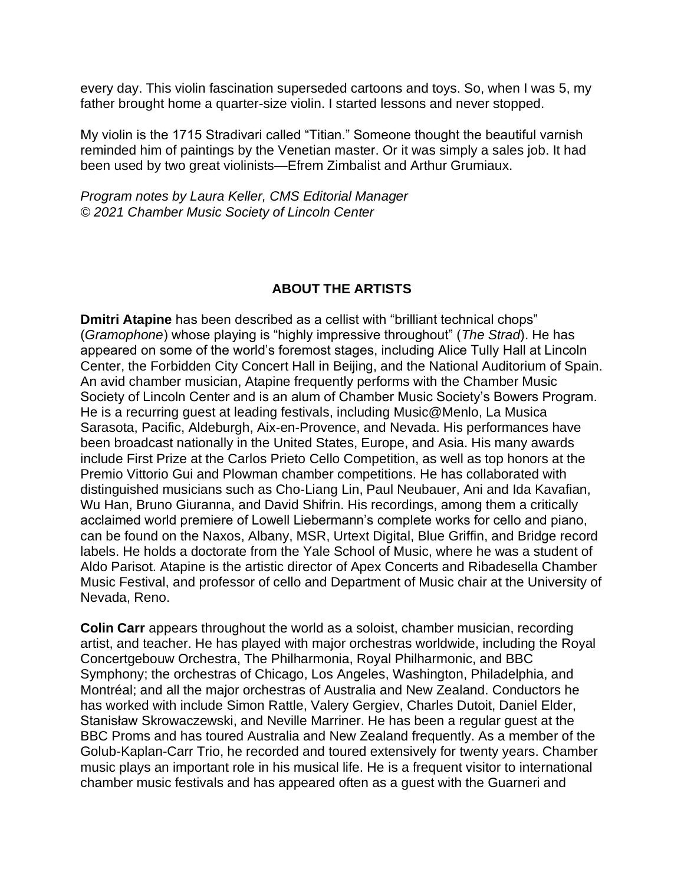every day. This violin fascination superseded cartoons and toys. So, when I was 5, my father brought home a quarter-size violin. I started lessons and never stopped.

My violin is the 1715 Stradivari called "Titian." Someone thought the beautiful varnish reminded him of paintings by the Venetian master. Or it was simply a sales job. It had been used by two great violinists—Efrem Zimbalist and Arthur Grumiaux.

*Program notes by Laura Keller, CMS Editorial Manager*
*© 2021 Chamber Music Society of Lincoln Center*

## ABOUT THE ARTISTS

**Dmitri Atapine** has been described as a cellist with "brilliant technical chops" (*Gramophone*) whose playing is "highly impressive throughout" (*The Strad*). He has appeared on some of the world's foremost stages, including Alice Tully Hall at Lincoln Center, the Forbidden City Concert Hall in Beijing, and the National Auditorium of Spain. An avid chamber musician, Atapine frequently performs with the Chamber Music Society of Lincoln Center and is an alum of Chamber Music Society's Bowers Program. He is a recurring guest at leading festivals, including Music@Menlo, La Musica Sarasota, Pacific, Aldeburgh, Aix-en-Provence, and Nevada. His performances have been broadcast nationally in the United States, Europe, and Asia. His many awards include First Prize at the Carlos Prieto Cello Competition, as well as top honors at the Premio Vittorio Gui and Plowman chamber competitions. He has collaborated with distinguished musicians such as Cho-Liang Lin, Paul Neubauer, Ani and Ida Kavafian, Wu Han, Bruno Giuranna, and David Shifrin. His recordings, among them a critically acclaimed world premiere of Lowell Liebermann's complete works for cello and piano, can be found on the Naxos, Albany, MSR, Urtext Digital, Blue Griffin, and Bridge record labels. He holds a doctorate from the Yale School of Music, where he was a student of Aldo Parisot. Atapine is the artistic director of Apex Concerts and Ribadesella Chamber Music Festival, and professor of cello and Department of Music chair at the University of Nevada, Reno.

**Colin Carr** appears throughout the world as a soloist, chamber musician, recording artist, and teacher. He has played with major orchestras worldwide, including the Royal Concertgebouw Orchestra, The Philharmonia, Royal Philharmonic, and BBC Symphony; the orchestras of Chicago, Los Angeles, Washington, Philadelphia, and Montréal; and all the major orchestras of Australia and New Zealand. Conductors he has worked with include Simon Rattle, Valery Gergiev, Charles Dutoit, Daniel Elder, Stanisław Skrowaczewski, and Neville Marriner. He has been a regular guest at the BBC Proms and has toured Australia and New Zealand frequently. As a member of the Golub-Kaplan-Carr Trio, he recorded and toured extensively for twenty years. Chamber music plays an important role in his musical life. He is a frequent visitor to international chamber music festivals and has appeared often as a guest with the Guarneri and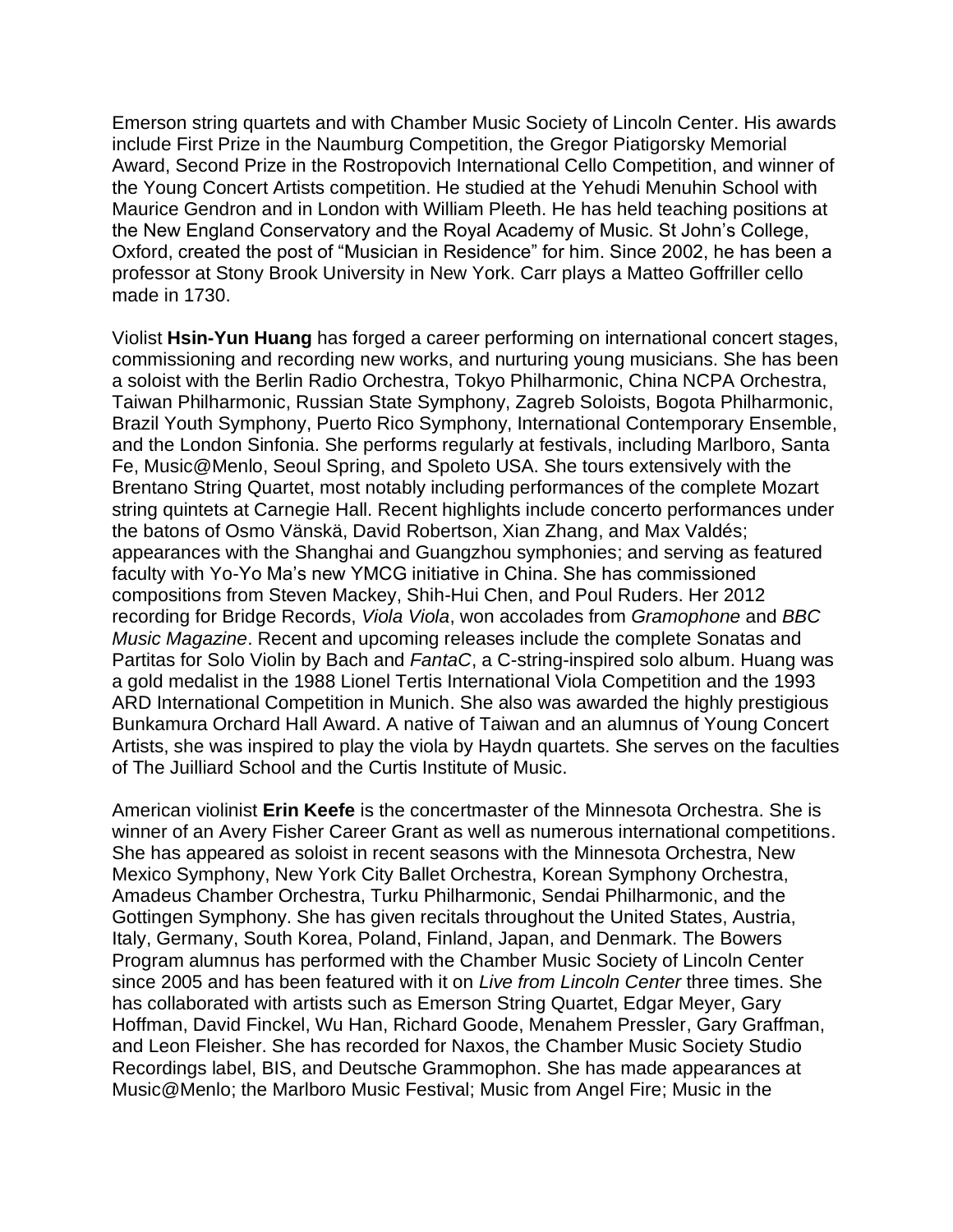Emerson string quartets and with Chamber Music Society of Lincoln Center. His awards include First Prize in the Naumburg Competition, the Gregor Piatigorsky Memorial Award, Second Prize in the Rostropovich International Cello Competition, and winner of the Young Concert Artists competition. He studied at the Yehudi Menuhin School with Maurice Gendron and in London with William Pleeth. He has held teaching positions at the New England Conservatory and the Royal Academy of Music. St John's College, Oxford, created the post of "Musician in Residence" for him. Since 2002, he has been a professor at Stony Brook University in New York. Carr plays a Matteo Goffriller cello made in 1730.

Violist **Hsin-Yun Huang** has forged a career performing on international concert stages, commissioning and recording new works, and nurturing young musicians. She has been a soloist with the Berlin Radio Orchestra, Tokyo Philharmonic, China NCPA Orchestra, Taiwan Philharmonic, Russian State Symphony, Zagreb Soloists, Bogota Philharmonic, Brazil Youth Symphony, Puerto Rico Symphony, International Contemporary Ensemble, and the London Sinfonia. She performs regularly at festivals, including Marlboro, Santa Fe, Music@Menlo, Seoul Spring, and Spoleto USA. She tours extensively with the Brentano String Quartet, most notably including performances of the complete Mozart string quintets at Carnegie Hall. Recent highlights include concerto performances under the batons of Osmo Vänskä, David Robertson, Xian Zhang, and Max Valdés; appearances with the Shanghai and Guangzhou symphonies; and serving as featured faculty with Yo-Yo Ma's new YMCG initiative in China. She has commissioned compositions from Steven Mackey, Shih-Hui Chen, and Poul Ruders. Her 2012 recording for Bridge Records, *Viola Viola*, won accolades from *Gramophone* and *BBC Music Magazine*. Recent and upcoming releases include the complete Sonatas and Partitas for Solo Violin by Bach and *FantaC*, a C-string-inspired solo album. Huang was a gold medalist in the 1988 Lionel Tertis International Viola Competition and the 1993 ARD International Competition in Munich. She also was awarded the highly prestigious Bunkamura Orchard Hall Award. A native of Taiwan and an alumnus of Young Concert Artists, she was inspired to play the viola by Haydn quartets. She serves on the faculties of The Juilliard School and the Curtis Institute of Music.

American violinist **Erin Keefe** is the concertmaster of the Minnesota Orchestra. She is winner of an Avery Fisher Career Grant as well as numerous international competitions. She has appeared as soloist in recent seasons with the Minnesota Orchestra, New Mexico Symphony, New York City Ballet Orchestra, Korean Symphony Orchestra, Amadeus Chamber Orchestra, Turku Philharmonic, Sendai Philharmonic, and the Gottingen Symphony. She has given recitals throughout the United States, Austria, Italy, Germany, South Korea, Poland, Finland, Japan, and Denmark. The Bowers Program alumnus has performed with the Chamber Music Society of Lincoln Center since 2005 and has been featured with it on *Live from Lincoln Center* three times. She has collaborated with artists such as Emerson String Quartet, Edgar Meyer, Gary Hoffman, David Finckel, Wu Han, Richard Goode, Menahem Pressler, Gary Graffman, and Leon Fleisher. She has recorded for Naxos, the Chamber Music Society Studio Recordings label, BIS, and Deutsche Grammophon. She has made appearances at Music@Menlo; the Marlboro Music Festival; Music from Angel Fire; Music in the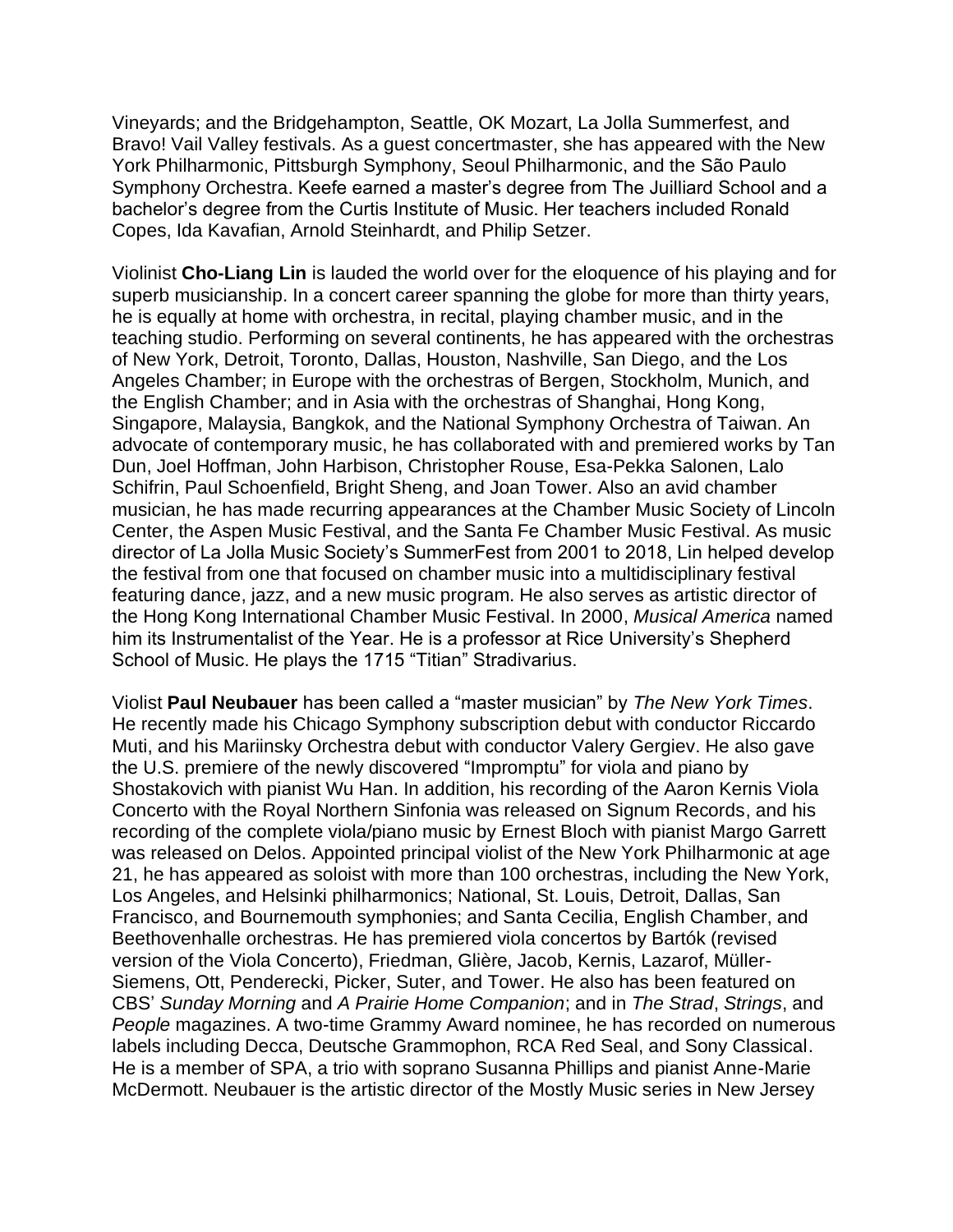Vineyards; and the Bridgehampton, Seattle, OK Mozart, La Jolla Summerfest, and Bravo! Vail Valley festivals. As a guest concertmaster, she has appeared with the New York Philharmonic, Pittsburgh Symphony, Seoul Philharmonic, and the São Paulo Symphony Orchestra. Keefe earned a master's degree from The Juilliard School and a bachelor's degree from the Curtis Institute of Music. Her teachers included Ronald Copes, Ida Kavafian, Arnold Steinhardt, and Philip Setzer.

Violinist **Cho-Liang Lin** is lauded the world over for the eloquence of his playing and for superb musicianship. In a concert career spanning the globe for more than thirty years, he is equally at home with orchestra, in recital, playing chamber music, and in the teaching studio. Performing on several continents, he has appeared with the orchestras of New York, Detroit, Toronto, Dallas, Houston, Nashville, San Diego, and the Los Angeles Chamber; in Europe with the orchestras of Bergen, Stockholm, Munich, and the English Chamber; and in Asia with the orchestras of Shanghai, Hong Kong, Singapore, Malaysia, Bangkok, and the National Symphony Orchestra of Taiwan. An advocate of contemporary music, he has collaborated with and premiered works by Tan Dun, Joel Hoffman, John Harbison, Christopher Rouse, Esa-Pekka Salonen, Lalo Schifrin, Paul Schoenfield, Bright Sheng, and Joan Tower. Also an avid chamber musician, he has made recurring appearances at the Chamber Music Society of Lincoln Center, the Aspen Music Festival, and the Santa Fe Chamber Music Festival. As music director of La Jolla Music Society's SummerFest from 2001 to 2018, Lin helped develop the festival from one that focused on chamber music into a multidisciplinary festival featuring dance, jazz, and a new music program. He also serves as artistic director of the Hong Kong International Chamber Music Festival. In 2000, *Musical America* named him its Instrumentalist of the Year. He is a professor at Rice University's Shepherd School of Music. He plays the 1715 "Titian" Stradivarius.

Violist **Paul Neubauer** has been called a "master musician" by *The New York Times*. He recently made his Chicago Symphony subscription debut with conductor Riccardo Muti, and his Mariinsky Orchestra debut with conductor Valery Gergiev. He also gave the U.S. premiere of the newly discovered "Impromptu" for viola and piano by Shostakovich with pianist Wu Han. In addition, his recording of the Aaron Kernis Viola Concerto with the Royal Northern Sinfonia was released on Signum Records, and his recording of the complete viola/piano music by Ernest Bloch with pianist Margo Garrett was released on Delos. Appointed principal violist of the New York Philharmonic at age 21, he has appeared as soloist with more than 100 orchestras, including the New York, Los Angeles, and Helsinki philharmonics; National, St. Louis, Detroit, Dallas, San Francisco, and Bournemouth symphonies; and Santa Cecilia, English Chamber, and Beethovenhalle orchestras. He has premiered viola concertos by Bartók (revised version of the Viola Concerto), Friedman, Glière, Jacob, Kernis, Lazarof, Müller-Siemens, Ott, Penderecki, Picker, Suter, and Tower. He also has been featured on CBS' *Sunday Morning* and *A Prairie Home Companion*; and in *The Strad*, *Strings*, and *People* magazines. A two-time Grammy Award nominee, he has recorded on numerous labels including Decca, Deutsche Grammophon, RCA Red Seal, and Sony Classical. He is a member of SPA, a trio with soprano Susanna Phillips and pianist Anne-Marie McDermott. Neubauer is the artistic director of the Mostly Music series in New Jersey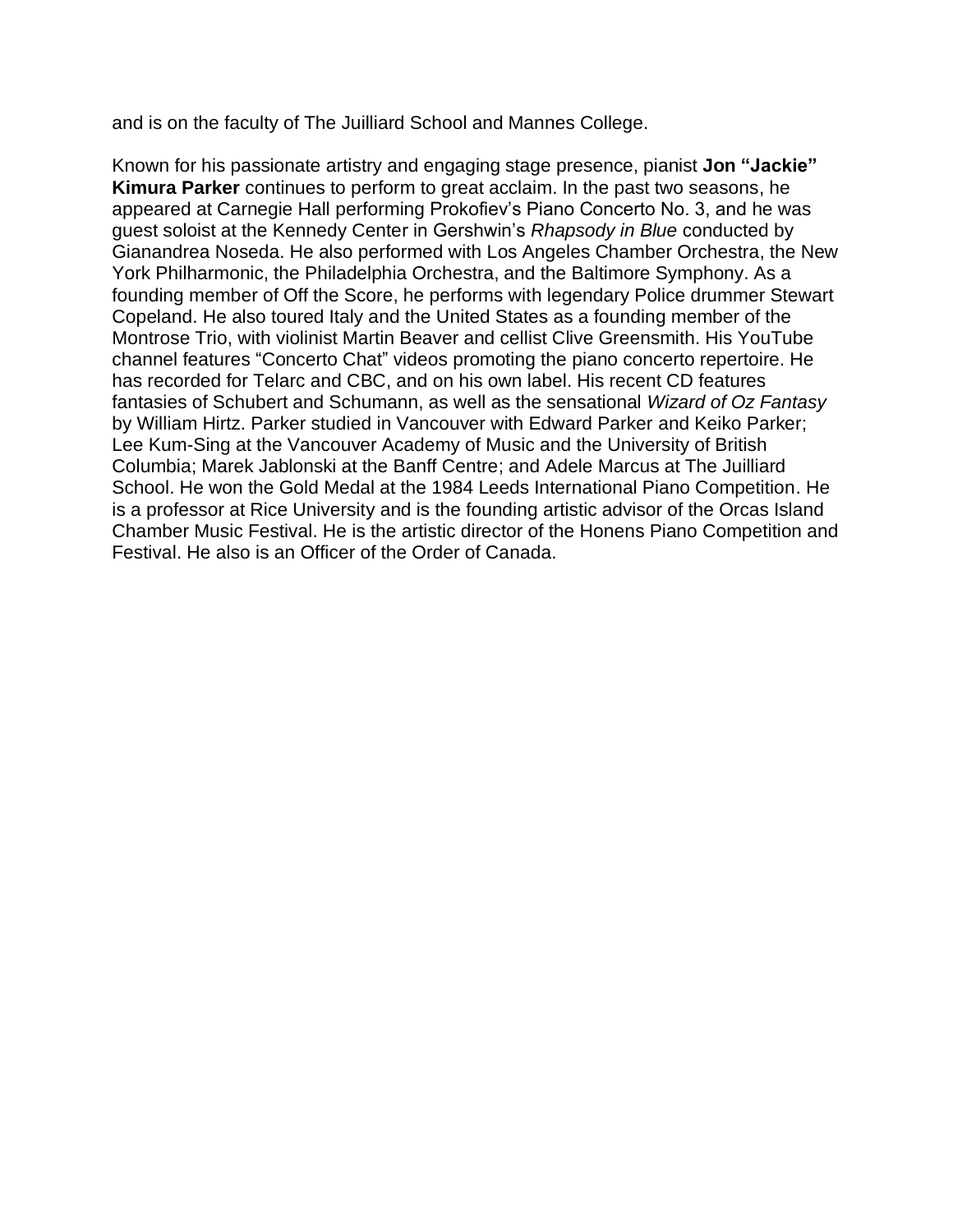and is on the faculty of The Juilliard School and Mannes College.

Known for his passionate artistry and engaging stage presence, pianist **Jon "Jackie" Kimura Parker** continues to perform to great acclaim. In the past two seasons, he appeared at Carnegie Hall performing Prokofiev's Piano Concerto No. 3, and he was guest soloist at the Kennedy Center in Gershwin's *Rhapsody in Blue* conducted by Gianandrea Noseda. He also performed with Los Angeles Chamber Orchestra, the New York Philharmonic, the Philadelphia Orchestra, and the Baltimore Symphony. As a founding member of Off the Score, he performs with legendary Police drummer Stewart Copeland. He also toured Italy and the United States as a founding member of the Montrose Trio, with violinist Martin Beaver and cellist Clive Greensmith. His YouTube channel features "Concerto Chat" videos promoting the piano concerto repertoire. He has recorded for Telarc and CBC, and on his own label. His recent CD features fantasies of Schubert and Schumann, as well as the sensational *Wizard of Oz Fantasy* by William Hirtz. Parker studied in Vancouver with Edward Parker and Keiko Parker; Lee Kum-Sing at the Vancouver Academy of Music and the University of British Columbia; Marek Jablonski at the Banff Centre; and Adele Marcus at The Juilliard School. He won the Gold Medal at the 1984 Leeds International Piano Competition. He is a professor at Rice University and is the founding artistic advisor of the Orcas Island Chamber Music Festival. He is the artistic director of the Honens Piano Competition and Festival. He also is an Officer of the Order of Canada.